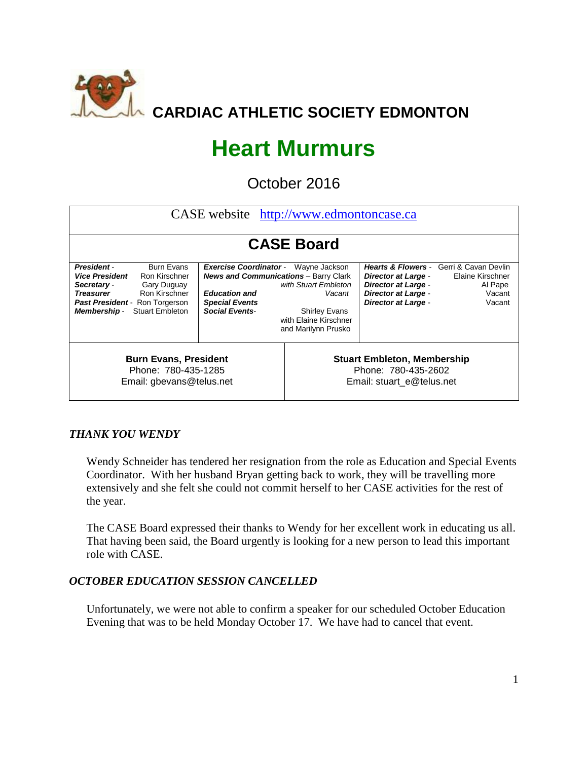# CARDIAC ATHLETIC SOCIETY EDMONTON

# Heart Murmurs

## October 2016

CASE website http://www.edmontoncase.ca

## CASE Board

| | | |
|---|---|---|
| ***President*** - Burn Evans<br>***Vice President*** Ron Kirschner<br>***Secretary*** - Gary Duguay<br>***Treasurer*** Ron Kirschner<br>***Past President*** - Ron Torgerson<br>***Membership*** - Stuart Embleton | ***Exercise Coordinator*** - Wayne Jackson<br>***News and Communications*** – Barry Clark *with Stuart Embleton*<br>***Education and Special Events*** *Vacant*<br>***Social Events***- Shirley Evans with Elaine Kirschner and Marilynn Prusko | ***Hearts & Flowers*** - Gerri & Cavan Devlin<br>***Director at Large*** - Elaine Kirschner<br>***Director at Large*** - Al Pape<br>***Director at Large*** - Vacant<br>***Director at Large*** - Vacant |

| | |
|---|---|
| **Burn Evans, President**<br>Phone: 780-435-1285<br>Email: gbevans@telus.net | **Stuart Embleton, Membership**<br>Phone: 780-435-2602<br>Email: stuart_e@telus.net |

### *THANK YOU WENDY*

Wendy Schneider has tendered her resignation from the role as Education and Special Events Coordinator. With her husband Bryan getting back to work, they will be travelling more extensively and she felt she could not commit herself to her CASE activities for the rest of the year.

The CASE Board expressed their thanks to Wendy for her excellent work in educating us all. That having been said, the Board urgently is looking for a new person to lead this important role with CASE.

### *OCTOBER EDUCATION SESSION CANCELLED*

Unfortunately, we were not able to confirm a speaker for our scheduled October Education Evening that was to be held Monday October 17. We have had to cancel that event.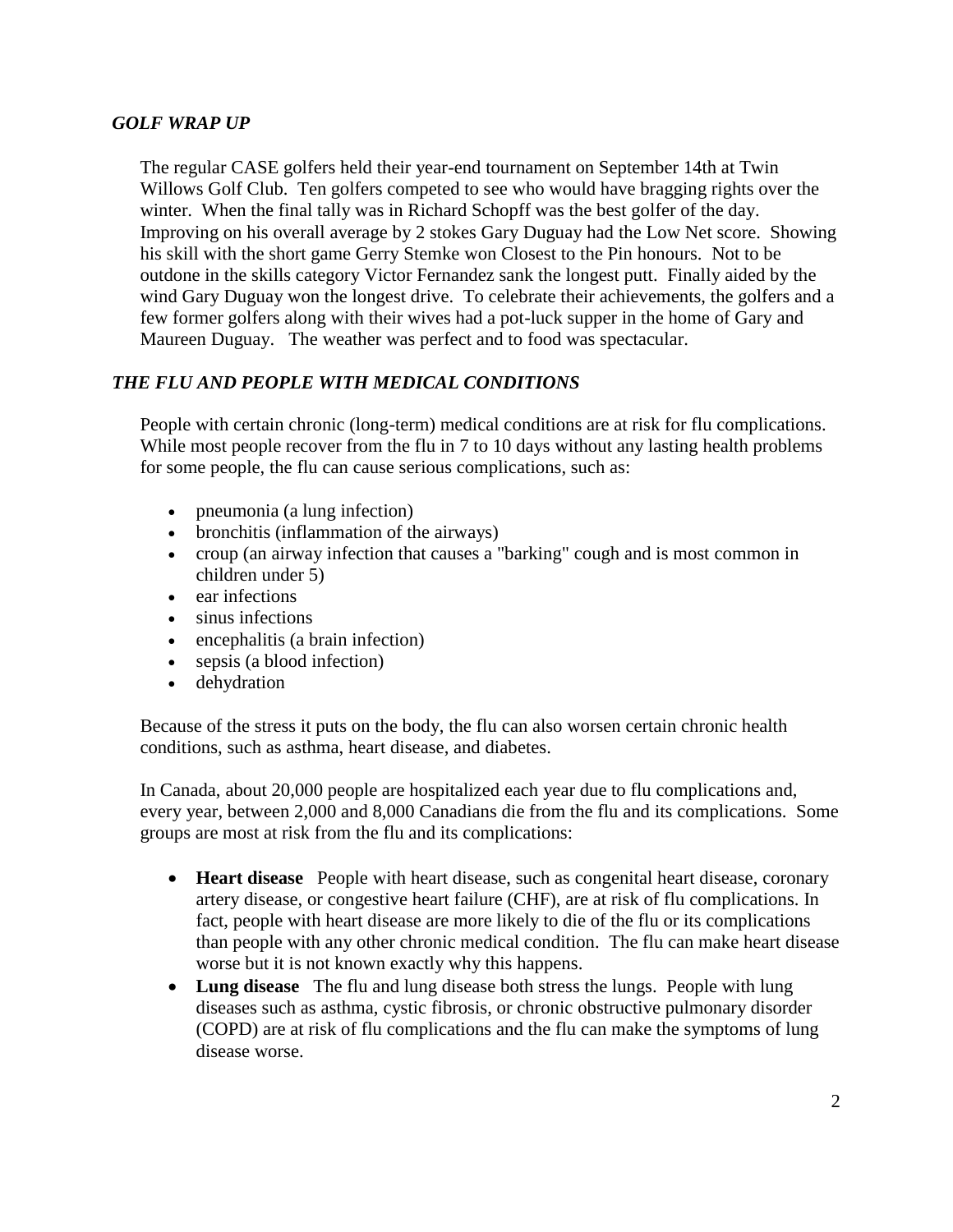## *GOLF WRAP UP*

The regular CASE golfers held their year-end tournament on September 14th at Twin Willows Golf Club. Ten golfers competed to see who would have bragging rights over the winter. When the final tally was in Richard Schopff was the best golfer of the day. Improving on his overall average by 2 stokes Gary Duguay had the Low Net score. Showing his skill with the short game Gerry Stemke won Closest to the Pin honours. Not to be outdone in the skills category Victor Fernandez sank the longest putt. Finally aided by the wind Gary Duguay won the longest drive. To celebrate their achievements, the golfers and a few former golfers along with their wives had a pot-luck supper in the home of Gary and Maureen Duguay. The weather was perfect and to food was spectacular.

## *THE FLU AND PEOPLE WITH MEDICAL CONDITIONS*

People with certain chronic (long-term) medical conditions are at risk for flu complications. While most people recover from the flu in 7 to 10 days without any lasting health problems for some people, the flu can cause serious complications, such as:

- pneumonia (a lung infection)
- bronchitis (inflammation of the airways)
- croup (an airway infection that causes a "barking" cough and is most common in children under 5)
- ear infections
- sinus infections
- encephalitis (a brain infection)
- sepsis (a blood infection)
- dehydration

Because of the stress it puts on the body, the flu can also worsen certain chronic health conditions, such as asthma, heart disease, and diabetes.

In Canada, about 20,000 people are hospitalized each year due to flu complications and, every year, between 2,000 and 8,000 Canadians die from the flu and its complications. Some groups are most at risk from the flu and its complications:

- **Heart disease** People with heart disease, such as congenital heart disease, coronary artery disease, or congestive heart failure (CHF), are at risk of flu complications. In fact, people with heart disease are more likely to die of the flu or its complications than people with any other chronic medical condition. The flu can make heart disease worse but it is not known exactly why this happens.
- **Lung disease** The flu and lung disease both stress the lungs. People with lung diseases such as asthma, cystic fibrosis, or chronic obstructive pulmonary disorder (COPD) are at risk of flu complications and the flu can make the symptoms of lung disease worse.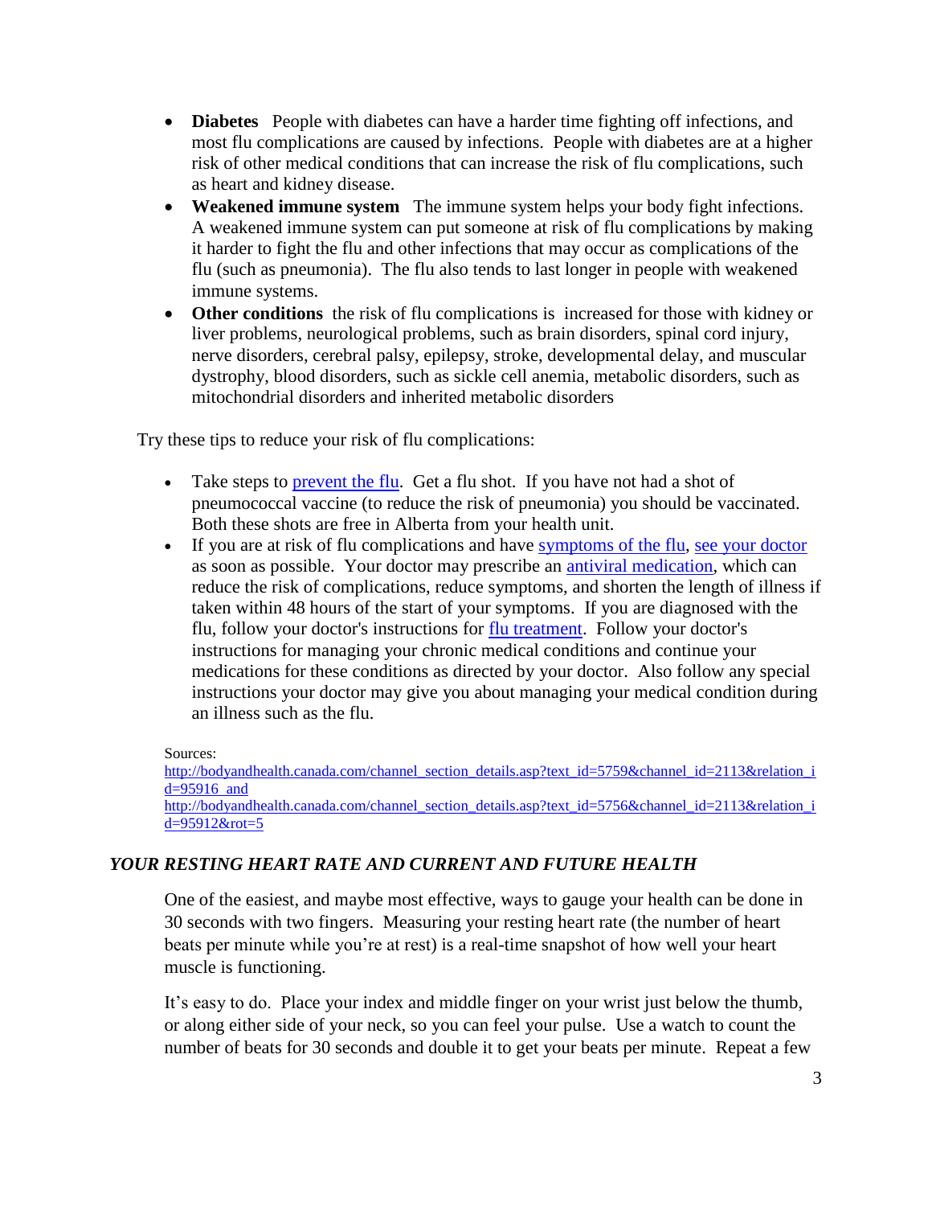- **Diabetes** People with diabetes can have a harder time fighting off infections, and most flu complications are caused by infections. People with diabetes are at a higher risk of other medical conditions that can increase the risk of flu complications, such as heart and kidney disease.
- **Weakened immune system** The immune system helps your body fight infections. A weakened immune system can put someone at risk of flu complications by making it harder to fight the flu and other infections that may occur as complications of the flu (such as pneumonia). The flu also tends to last longer in people with weakened immune systems.
- **Other conditions** the risk of flu complications is increased for those with kidney or liver problems, neurological problems, such as brain disorders, spinal cord injury, nerve disorders, cerebral palsy, epilepsy, stroke, developmental delay, and muscular dystrophy, blood disorders, such as sickle cell anemia, metabolic disorders, such as mitochondrial disorders and inherited metabolic disorders

Try these tips to reduce your risk of flu complications:

- Take steps to prevent the flu. Get a flu shot. If you have not had a shot of pneumococcal vaccine (to reduce the risk of pneumonia) you should be vaccinated. Both these shots are free in Alberta from your health unit.
- If you are at risk of flu complications and have symptoms of the flu, see your doctor as soon as possible. Your doctor may prescribe an antiviral medication, which can reduce the risk of complications, reduce symptoms, and shorten the length of illness if taken within 48 hours of the start of your symptoms. If you are diagnosed with the flu, follow your doctor's instructions for flu treatment. Follow your doctor's instructions for managing your chronic medical conditions and continue your medications for these conditions as directed by your doctor. Also follow any special instructions your doctor may give you about managing your medical condition during an illness such as the flu.

Sources:
http://bodyandhealth.canada.com/channel_section_details.asp?text_id=5759&channel_id=2113&relation_id=95916 and
http://bodyandhealth.canada.com/channel_section_details.asp?text_id=5756&channel_id=2113&relation_id=95912&rot=5

## *YOUR RESTING HEART RATE AND CURRENT AND FUTURE HEALTH*

One of the easiest, and maybe most effective, ways to gauge your health can be done in 30 seconds with two fingers. Measuring your resting heart rate (the number of heart beats per minute while you're at rest) is a real-time snapshot of how well your heart muscle is functioning.

It's easy to do. Place your index and middle finger on your wrist just below the thumb, or along either side of your neck, so you can feel your pulse. Use a watch to count the number of beats for 30 seconds and double it to get your beats per minute. Repeat a few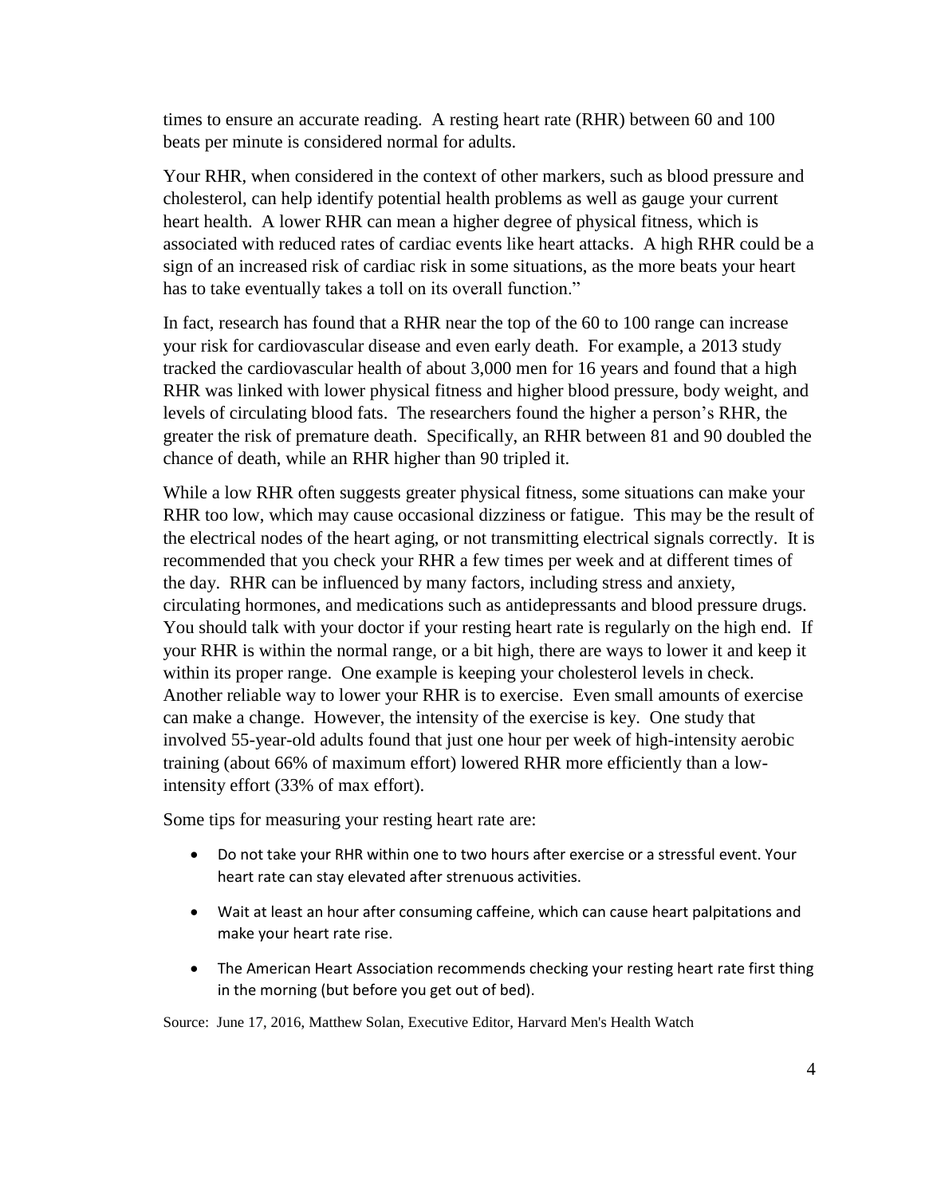times to ensure an accurate reading. A resting heart rate (RHR) between 60 and 100 beats per minute is considered normal for adults.

Your RHR, when considered in the context of other markers, such as blood pressure and cholesterol, can help identify potential health problems as well as gauge your current heart health. A lower RHR can mean a higher degree of physical fitness, which is associated with reduced rates of cardiac events like heart attacks. A high RHR could be a sign of an increased risk of cardiac risk in some situations, as the more beats your heart has to take eventually takes a toll on its overall function."

In fact, research has found that a RHR near the top of the 60 to 100 range can increase your risk for cardiovascular disease and even early death. For example, a 2013 study tracked the cardiovascular health of about 3,000 men for 16 years and found that a high RHR was linked with lower physical fitness and higher blood pressure, body weight, and levels of circulating blood fats. The researchers found the higher a person's RHR, the greater the risk of premature death. Specifically, an RHR between 81 and 90 doubled the chance of death, while an RHR higher than 90 tripled it.

While a low RHR often suggests greater physical fitness, some situations can make your RHR too low, which may cause occasional dizziness or fatigue. This may be the result of the electrical nodes of the heart aging, or not transmitting electrical signals correctly. It is recommended that you check your RHR a few times per week and at different times of the day. RHR can be influenced by many factors, including stress and anxiety, circulating hormones, and medications such as antidepressants and blood pressure drugs. You should talk with your doctor if your resting heart rate is regularly on the high end. If your RHR is within the normal range, or a bit high, there are ways to lower it and keep it within its proper range. One example is keeping your cholesterol levels in check. Another reliable way to lower your RHR is to exercise. Even small amounts of exercise can make a change. However, the intensity of the exercise is key. One study that involved 55-year-old adults found that just one hour per week of high-intensity aerobic training (about 66% of maximum effort) lowered RHR more efficiently than a low-intensity effort (33% of max effort).

Some tips for measuring your resting heart rate are:

- Do not take your RHR within one to two hours after exercise or a stressful event. Your heart rate can stay elevated after strenuous activities.
- Wait at least an hour after consuming caffeine, which can cause heart palpitations and make your heart rate rise.
- The American Heart Association recommends checking your resting heart rate first thing in the morning (but before you get out of bed).

Source: June 17, 2016, Matthew Solan, Executive Editor, Harvard Men's Health Watch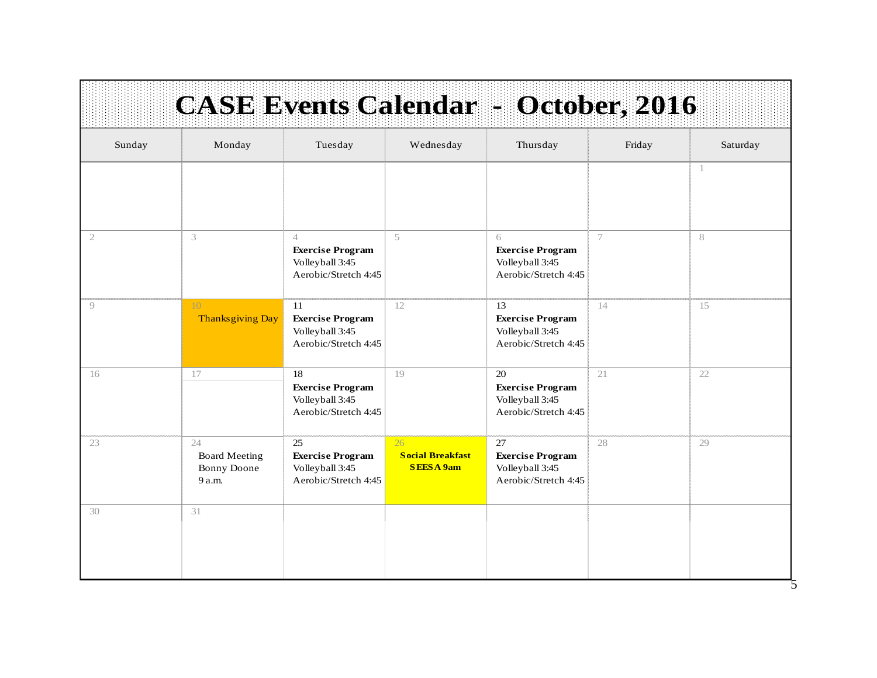# CASE Events Calendar - October, 2016

| Sunday | Monday | Tuesday | Wednesday | Thursday | Friday | Saturday |
|---|---|---|---|---|---|---|
| | | | | | | 1 |
| 2 | 3 | 4 **Exercise Program** Volleyball 3:45 Aerobic/Stretch 4:45 | 5 | 6 **Exercise Program** Volleyball 3:45 Aerobic/Stretch 4:45 | 7 | 8 |
| 9 | 10 Thanksgiving Day | 11 **Exercise Program** Volleyball 3:45 Aerobic/Stretch 4:45 | 12 | 13 **Exercise Program** Volleyball 3:45 Aerobic/Stretch 4:45 | 14 | 15 |
| 16 | 17 | 18 **Exercise Program** Volleyball 3:45 Aerobic/Stretch 4:45 | 19 | 20 **Exercise Program** Volleyball 3:45 Aerobic/Stretch 4:45 | 21 | 22 |
| 23 | 24 Board Meeting Bonny Doone 9 a.m. | 25 **Exercise Program** Volleyball 3:45 Aerobic/Stretch 4:45 | 26 **Social Breakfast SEESA 9am** | 27 **Exercise Program** Volleyball 3:45 Aerobic/Stretch 4:45 | 28 | 29 |
| 30 | 31 | | | | | |